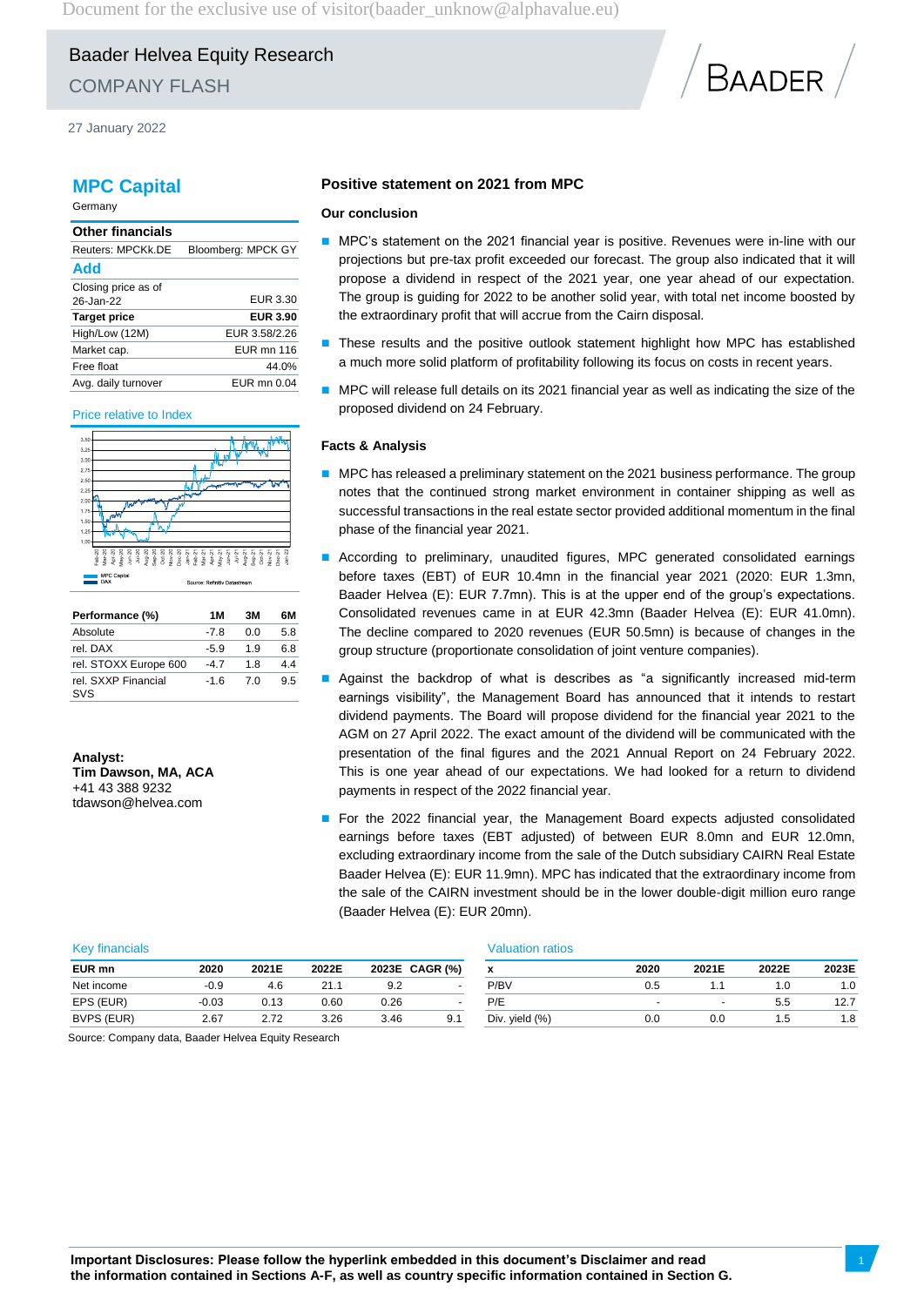Baader Helvea Equity Research

COMPANY FLASH

27 January 2022

# MPC Capital

Germany

| Other financials | |
|---|---|
| Reuters: MPCKk.DE | Bloomberg: MPCK GY |
| **Add** | |
| Closing price as of 26-Jan-22 | EUR 3.30 |
| **Target price** | **EUR 3.90** |
| High/Low (12M) | EUR 3.58/2.26 |
| Market cap. | EUR mn 116 |
| Free float | 44.0% |
| Avg. daily turnover | EUR mn 0.04 |

Price relative to Index

Source: Refinitiv Datastream

| Performance (%) | 1M | 3M | 6M |
|---|---|---|---|
| Absolute | -7.8 | 0.0 | 5.8 |
| rel. DAX | -5.9 | 1.9 | 6.8 |
| rel. STOXX Europe 600 | -4.7 | 1.8 | 4.4 |
| rel. SXXP Financial SVS | -1.6 | 7.0 | 9.5 |

**Analyst:**
**Tim Dawson, MA, ACA**
+41 43 388 9232
tdawson@helvea.com

## Positive statement on 2021 from MPC

### Our conclusion

- MPC's statement on the 2021 financial year is positive. Revenues were in-line with our projections but pre-tax profit exceeded our forecast. The group also indicated that it will propose a dividend in respect of the 2021 year, one year ahead of our expectation. The group is guiding for 2022 to be another solid year, with total net income boosted by the extraordinary profit that will accrue from the Cairn disposal.
- These results and the positive outlook statement highlight how MPC has established a much more solid platform of profitability following its focus on costs in recent years.
- MPC will release full details on its 2021 financial year as well as indicating the size of the proposed dividend on 24 February.

### Facts & Analysis

- MPC has released a preliminary statement on the 2021 business performance. The group notes that the continued strong market environment in container shipping as well as successful transactions in the real estate sector provided additional momentum in the final phase of the financial year 2021.
- According to preliminary, unaudited figures, MPC generated consolidated earnings before taxes (EBT) of EUR 10.4mn in the financial year 2021 (2020: EUR 1.3mn, Baader Helvea (E): EUR 7.7mn). This is at the upper end of the group's expectations. Consolidated revenues came in at EUR 42.3mn (Baader Helvea (E): EUR 41.0mn). The decline compared to 2020 revenues (EUR 50.5mn) is because of changes in the group structure (proportionate consolidation of joint venture companies).
- Against the backdrop of what is describes as "a significantly increased mid-term earnings visibility", the Management Board has announced that it intends to restart dividend payments. The Board will propose dividend for the financial year 2021 to the AGM on 27 April 2022. The exact amount of the dividend will be communicated with the presentation of the final figures and the 2021 Annual Report on 24 February 2022. This is one year ahead of our expectations. We had looked for a return to dividend payments in respect of the 2022 financial year.
- For the 2022 financial year, the Management Board expects adjusted consolidated earnings before taxes (EBT adjusted) of between EUR 8.0mn and EUR 12.0mn, excluding extraordinary income from the sale of the Dutch subsidiary CAIRN Real Estate Baader Helvea (E): EUR 11.9mn). MPC has indicated that the extraordinary income from the sale of the CAIRN investment should be in the lower double-digit million euro range (Baader Helvea (E): EUR 20mn).

Key financials

| EUR mn | 2020 | 2021E | 2022E | 2023E | CAGR (%) |
|---|---|---|---|---|---|
| Net income | -0.9 | 4.6 | 21.1 | 9.2 | - |
| EPS (EUR) | -0.03 | 0.13 | 0.60 | 0.26 | - |
| BVPS (EUR) | 2.67 | 2.72 | 3.26 | 3.46 | 9.1 |

Valuation ratios

| x | 2020 | 2021E | 2022E | 2023E |
|---|---|---|---|---|
| P/BV | 0.5 | 1.1 | 1.0 | 1.0 |
| P/E | - | - | 5.5 | 12.7 |
| Div. yield (%) | 0.0 | 0.0 | 1.5 | 1.8 |

Source: Company data, Baader Helvea Equity Research

**Important Disclosures: Please follow the hyperlink embedded in this document's Disclaimer and read the information contained in Sections A-F, as well as country specific information contained in Section G.**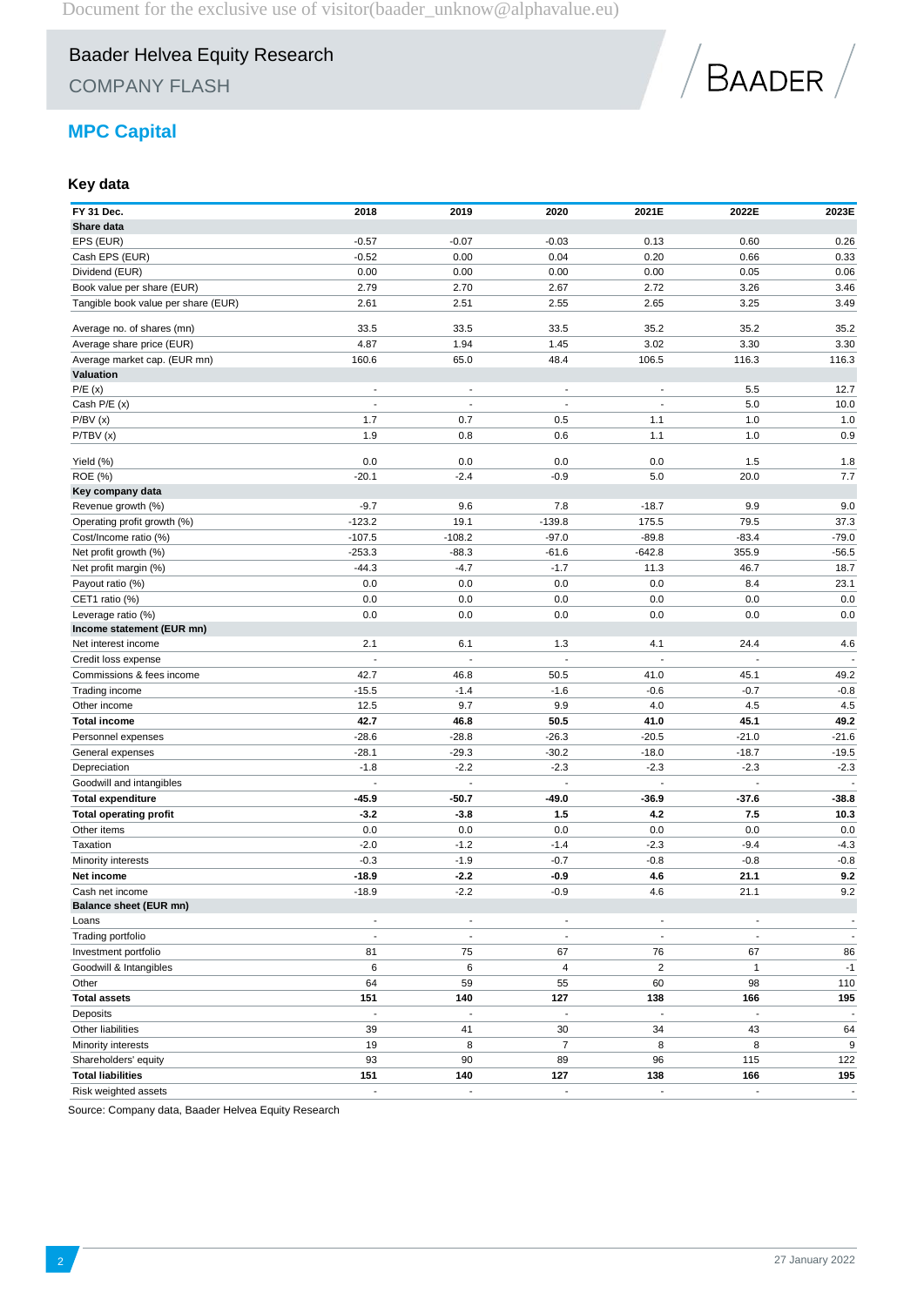# Baader Helvea Equity Research

COMPANY FLASH

## MPC Capital

### Key data

| FY 31 Dec. | 2018 | 2019 | 2020 | 2021E | 2022E | 2023E |
|---|---|---|---|---|---|---|
| **Share data** | | | | | | |
| EPS (EUR) | -0.57 | -0.07 | -0.03 | 0.13 | 0.60 | 0.26 |
| Cash EPS (EUR) | -0.52 | 0.00 | 0.04 | 0.20 | 0.66 | 0.33 |
| Dividend (EUR) | 0.00 | 0.00 | 0.00 | 0.00 | 0.05 | 0.06 |
| Book value per share (EUR) | 2.79 | 2.70 | 2.67 | 2.72 | 3.26 | 3.46 |
| Tangible book value per share (EUR) | 2.61 | 2.51 | 2.55 | 2.65 | 3.25 | 3.49 |
| Average no. of shares (mn) | 33.5 | 33.5 | 33.5 | 35.2 | 35.2 | 35.2 |
| Average share price (EUR) | 4.87 | 1.94 | 1.45 | 3.02 | 3.30 | 3.30 |
| Average market cap. (EUR mn) | 160.6 | 65.0 | 48.4 | 106.5 | 116.3 | 116.3 |
| **Valuation** | | | | | | |
| P/E (x) | - | - | - | - | 5.5 | 12.7 |
| Cash P/E (x) | - | - | - | - | 5.0 | 10.0 |
| P/BV (x) | 1.7 | 0.7 | 0.5 | 1.1 | 1.0 | 1.0 |
| P/TBV (x) | 1.9 | 0.8 | 0.6 | 1.1 | 1.0 | 0.9 |
| Yield (%) | 0.0 | 0.0 | 0.0 | 0.0 | 1.5 | 1.8 |
| ROE (%) | -20.1 | -2.4 | -0.9 | 5.0 | 20.0 | 7.7 |
| **Key company data** | | | | | | |
| Revenue growth (%) | -9.7 | 9.6 | 7.8 | -18.7 | 9.9 | 9.0 |
| Operating profit growth (%) | -123.2 | 19.1 | -139.8 | 175.5 | 79.5 | 37.3 |
| Cost/Income ratio (%) | -107.5 | -108.2 | -97.0 | -89.8 | -83.4 | -79.0 |
| Net profit growth (%) | -253.3 | -88.3 | -61.6 | -642.8 | 355.9 | -56.5 |
| Net profit margin (%) | -44.3 | -4.7 | -1.7 | 11.3 | 46.7 | 18.7 |
| Payout ratio (%) | 0.0 | 0.0 | 0.0 | 0.0 | 8.4 | 23.1 |
| CET1 ratio (%) | 0.0 | 0.0 | 0.0 | 0.0 | 0.0 | 0.0 |
| Leverage ratio (%) | 0.0 | 0.0 | 0.0 | 0.0 | 0.0 | 0.0 |
| **Income statement (EUR mn)** | | | | | | |
| Net interest income | 2.1 | 6.1 | 1.3 | 4.1 | 24.4 | 4.6 |
| Credit loss expense | - | - | - | - | - | - |
| Commissions & fees income | 42.7 | 46.8 | 50.5 | 41.0 | 45.1 | 49.2 |
| Trading income | -15.5 | -1.4 | -1.6 | -0.6 | -0.7 | -0.8 |
| Other income | 12.5 | 9.7 | 9.9 | 4.0 | 4.5 | 4.5 |
| **Total income** | **42.7** | **46.8** | **50.5** | **41.0** | **45.1** | **49.2** |
| Personnel expenses | -28.6 | -28.8 | -26.3 | -20.5 | -21.0 | -21.6 |
| General expenses | -28.1 | -29.3 | -30.2 | -18.0 | -18.7 | -19.5 |
| Depreciation | -1.8 | -2.2 | -2.3 | -2.3 | -2.3 | -2.3 |
| Goodwill and intangibles | - | - | - | - | - | - |
| **Total expenditure** | **-45.9** | **-50.7** | **-49.0** | **-36.9** | **-37.6** | **-38.8** |
| **Total operating profit** | **-3.2** | **-3.8** | **1.5** | **4.2** | **7.5** | **10.3** |
| Other items | 0.0 | 0.0 | 0.0 | 0.0 | 0.0 | 0.0 |
| Taxation | -2.0 | -1.2 | -1.4 | -2.3 | -9.4 | -4.3 |
| Minority interests | -0.3 | -1.9 | -0.7 | -0.8 | -0.8 | -0.8 |
| **Net income** | **-18.9** | **-2.2** | **-0.9** | **4.6** | **21.1** | **9.2** |
| Cash net income | -18.9 | -2.2 | -0.9 | 4.6 | 21.1 | 9.2 |
| **Balance sheet (EUR mn)** | | | | | | |
| Loans | - | - | - | - | - | - |
| Trading portfolio | - | - | - | - | - | - |
| Investment portfolio | 81 | 75 | 67 | 76 | 67 | 86 |
| Goodwill & Intangibles | 6 | 6 | 4 | 2 | 1 | -1 |
| Other | 64 | 59 | 55 | 60 | 98 | 110 |
| **Total assets** | **151** | **140** | **127** | **138** | **166** | **195** |
| Deposits | - | - | - | - | - | - |
| Other liabilities | 39 | 41 | 30 | 34 | 43 | 64 |
| Minority interests | 19 | 8 | 7 | 8 | 8 | 9 |
| Shareholders' equity | 93 | 90 | 89 | 96 | 115 | 122 |
| **Total liabilities** | **151** | **140** | **127** | **138** | **166** | **195** |
| Risk weighted assets | - | - | - | - | - | - |

Source: Company data, Baader Helvea Equity Research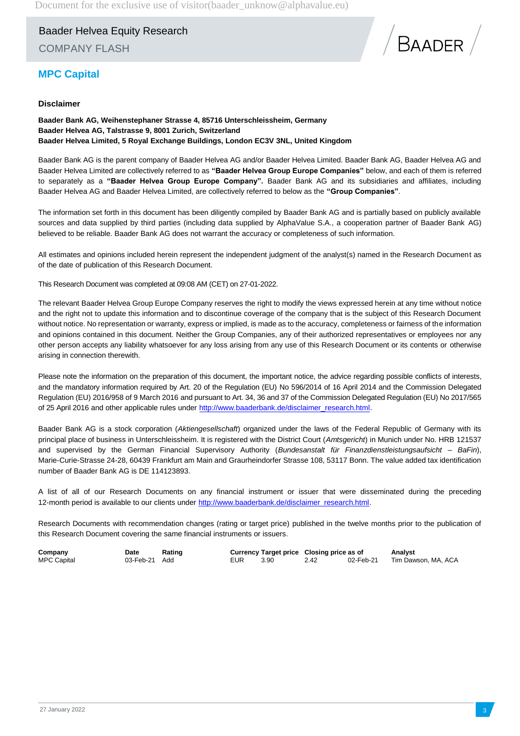## MPC Capital

### Disclaimer

**Baader Bank AG, Weihenstephaner Strasse 4, 85716 Unterschleissheim, Germany**
**Baader Helvea AG, Talstrasse 9, 8001 Zurich, Switzerland**
**Baader Helvea Limited, 5 Royal Exchange Buildings, London EC3V 3NL, United Kingdom**

Baader Bank AG is the parent company of Baader Helvea AG and/or Baader Helvea Limited. Baader Bank AG, Baader Helvea AG and Baader Helvea Limited are collectively referred to as **"Baader Helvea Group Europe Companies"** below, and each of them is referred to separately as a **"Baader Helvea Group Europe Company".** Baader Bank AG and its subsidiaries and affiliates, including Baader Helvea AG and Baader Helvea Limited, are collectively referred to below as the **"Group Companies"**.

The information set forth in this document has been diligently compiled by Baader Bank AG and is partially based on publicly available sources and data supplied by third parties (including data supplied by AlphaValue S.A., a cooperation partner of Baader Bank AG) believed to be reliable. Baader Bank AG does not warrant the accuracy or completeness of such information.

All estimates and opinions included herein represent the independent judgment of the analyst(s) named in the Research Document as of the date of publication of this Research Document.

This Research Document was completed at 09:08 AM (CET) on 27-01-2022.

The relevant Baader Helvea Group Europe Company reserves the right to modify the views expressed herein at any time without notice and the right not to update this information and to discontinue coverage of the company that is the subject of this Research Document without notice. No representation or warranty, express or implied, is made as to the accuracy, completeness or fairness of the information and opinions contained in this document. Neither the Group Companies, any of their authorized representatives or employees nor any other person accepts any liability whatsoever for any loss arising from any use of this Research Document or its contents or otherwise arising in connection therewith.

Please note the information on the preparation of this document, the important notice, the advice regarding possible conflicts of interests, and the mandatory information required by Art. 20 of the Regulation (EU) No 596/2014 of 16 April 2014 and the Commission Delegated Regulation (EU) 2016/958 of 9 March 2016 and pursuant to Art. 34, 36 and 37 of the Commission Delegated Regulation (EU) No 2017/565 of 25 April 2016 and other applicable rules under http://www.baaderbank.de/disclaimer_research.html.

Baader Bank AG is a stock corporation (*Aktiengesellschaft*) organized under the laws of the Federal Republic of Germany with its principal place of business in Unterschleissheim. It is registered with the District Court (*Amtsgericht*) in Munich under No. HRB 121537 and supervised by the German Financial Supervisory Authority (*Bundesanstalt für Finanzdienstleistungsaufsicht – BaFin*), Marie-Curie-Strasse 24-28, 60439 Frankfurt am Main and Graurheindorfer Strasse 108, 53117 Bonn. The value added tax identification number of Baader Bank AG is DE 114123893.

A list of all of our Research Documents on any financial instrument or issuer that were disseminated during the preceding 12-month period is available to our clients under http://www.baaderbank.de/disclaimer_research.html.

Research Documents with recommendation changes (rating or target price) published in the twelve months prior to the publication of this Research Document covering the same financial instruments or issuers.

| Company | Date | Rating | Currency | Target price | Closing price as of | | Analyst |
|---|---|---|---|---|---|---|---|
| MPC Capital | 03-Feb-21 | Add | EUR | 3.90 | 2.42 | 02-Feb-21 | Tim Dawson, MA, ACA |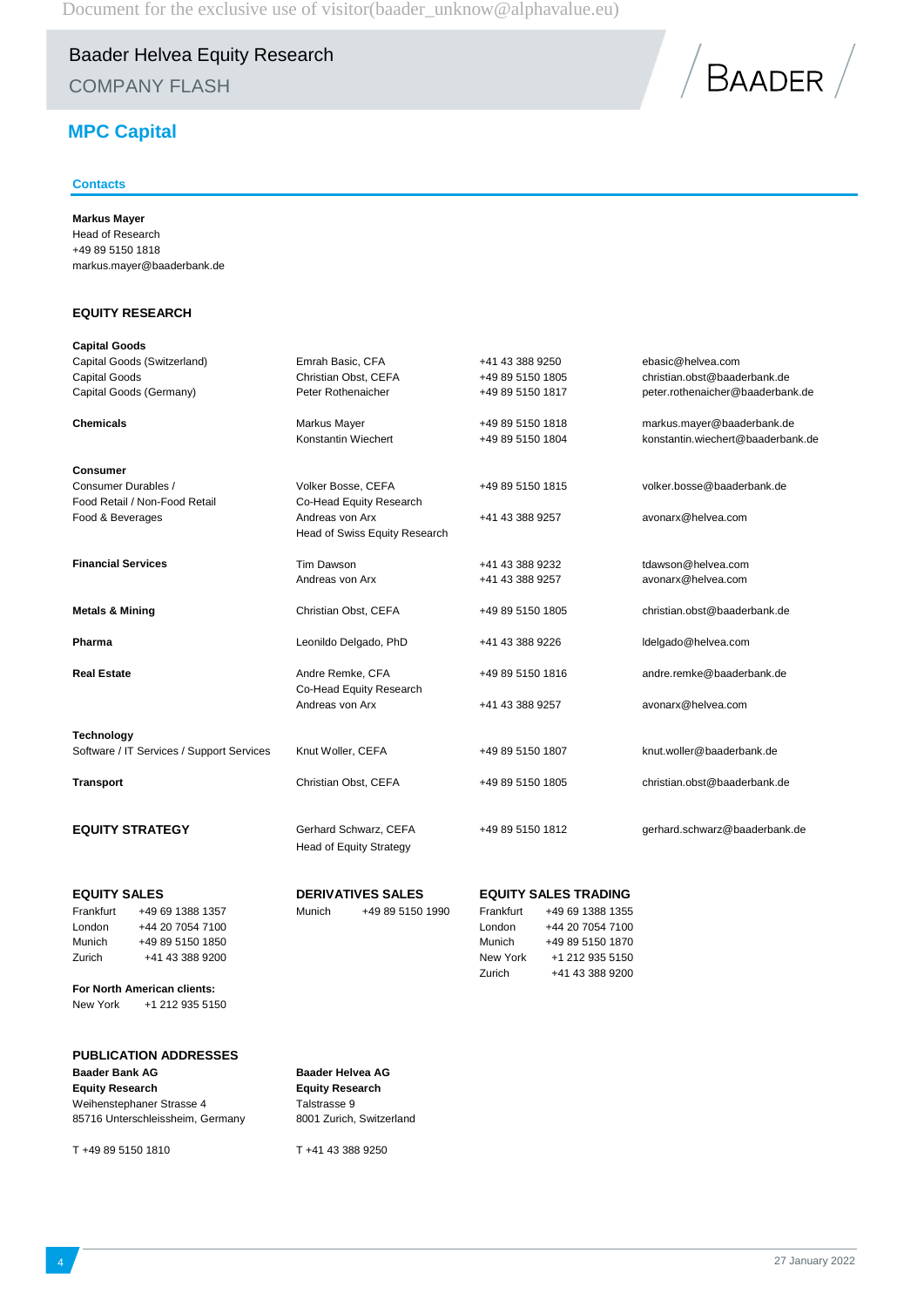Baader Helvea Equity Research

COMPANY FLASH

# MPC Capital

## Contacts

**Markus Mayer**
Head of Research
+49 89 5150 1818
markus.mayer@baaderbank.de

## EQUITY RESEARCH

| | | | |
|---|---|---|---|
| **Capital Goods** | | | |
| Capital Goods (Switzerland) | Emrah Basic, CFA | +41 43 388 9250 | ebasic@helvea.com |
| Capital Goods | Christian Obst, CEFA | +49 89 5150 1805 | christian.obst@baaderbank.de |
| Capital Goods (Germany) | Peter Rothenaicher | +49 89 5150 1817 | peter.rothenaicher@baaderbank.de |
| **Chemicals** | Markus Mayer | +49 89 5150 1818 | markus.mayer@baaderbank.de |
| | Konstantin Wiechert | +49 89 5150 1804 | konstantin.wiechert@baaderbank.de |
| **Consumer** | | | |
| Consumer Durables / | Volker Bosse, CEFA | +49 89 5150 1815 | volker.bosse@baaderbank.de |
| Food Retail / Non-Food Retail | Co-Head Equity Research | | |
| Food & Beverages | Andreas von Arx | +41 43 388 9257 | avonarx@helvea.com |
| | Head of Swiss Equity Research | | |
| **Financial Services** | Tim Dawson | +41 43 388 9232 | tdawson@helvea.com |
| | Andreas von Arx | +41 43 388 9257 | avonarx@helvea.com |
| **Metals & Mining** | Christian Obst, CEFA | +49 89 5150 1805 | christian.obst@baaderbank.de |
| **Pharma** | Leonildo Delgado, PhD | +41 43 388 9226 | ldelgado@helvea.com |
| **Real Estate** | Andre Remke, CFA | +49 89 5150 1816 | andre.remke@baaderbank.de |
| | Co-Head Equity Research | | |
| | Andreas von Arx | +41 43 388 9257 | avonarx@helvea.com |
| **Technology** | | | |
| Software / IT Services / Support Services | Knut Woller, CEFA | +49 89 5150 1807 | knut.woller@baaderbank.de |
| **Transport** | Christian Obst, CEFA | +49 89 5150 1805 | christian.obst@baaderbank.de |

## EQUITY STRATEGY

Gerhard Schwarz, CEFA
Head of Equity Strategy
+49 89 5150 1812
gerhard.schwarz@baaderbank.de

## EQUITY SALES

| | |
|---|---|
| Frankfurt | +49 69 1388 1357 |
| London | +44 20 7054 7100 |
| Munich | +49 89 5150 1850 |
| Zurich | +41 43 388 9200 |

**For North American clients:**
New York +1 212 935 5150

## DERIVATIVES SALES

| | |
|---|---|
| Munich | +49 89 5150 1990 |

## EQUITY SALES TRADING

| | |
|---|---|
| Frankfurt | +49 69 1388 1355 |
| London | +44 20 7054 7100 |
| Munich | +49 89 5150 1870 |
| New York | +1 212 935 5150 |
| Zurich | +41 43 388 9200 |

## PUBLICATION ADDRESSES

**Baader Bank AG**
**Equity Research**
Weihenstephaner Strasse 4
85716 Unterschleissheim, Germany

T +49 89 5150 1810

**Baader Helvea AG**
**Equity Research**
Talstrasse 9
8001 Zurich, Switzerland

T +41 43 388 9250

27 January 2022